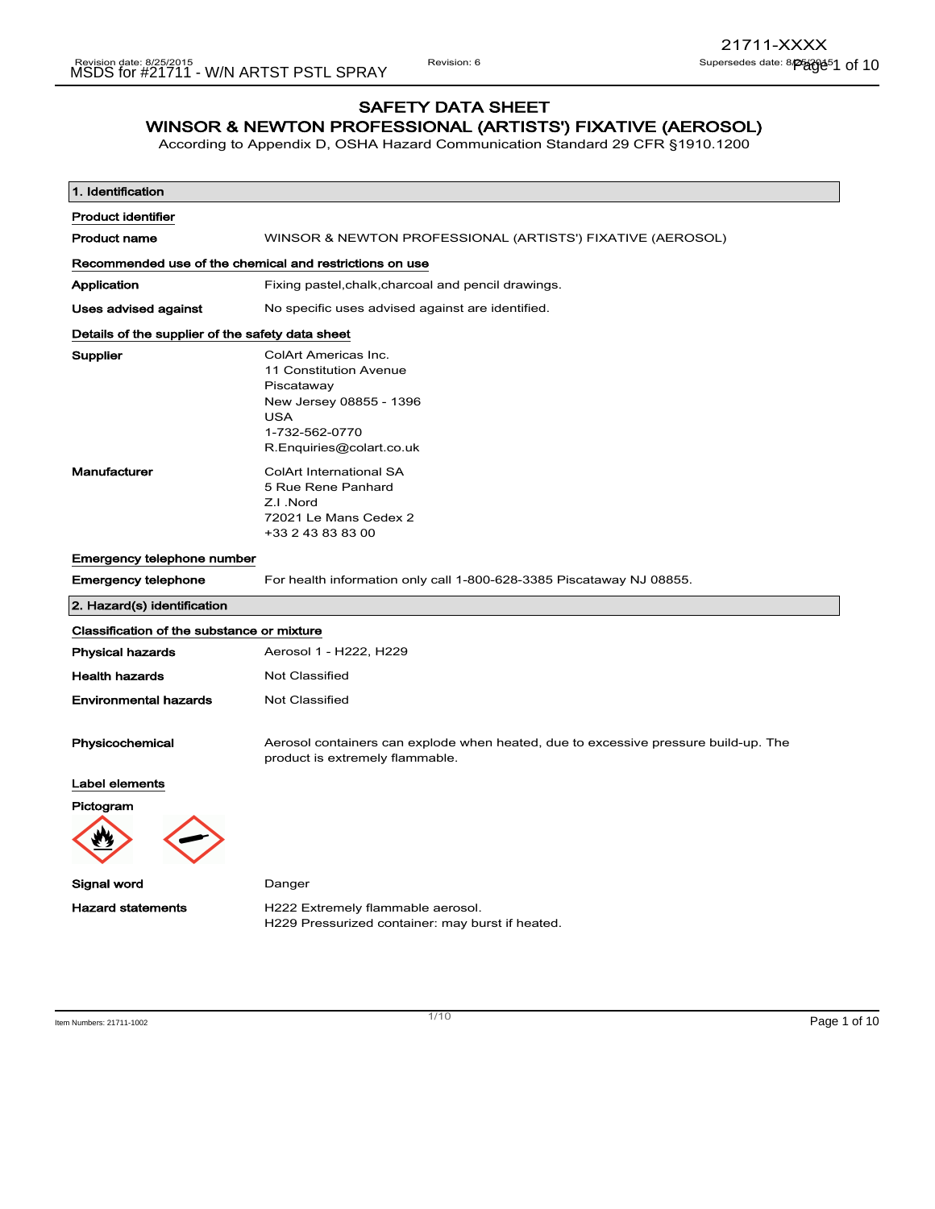# SAFETY DATA SHEET

## WINSOR & NEWTON PROFESSIONAL (ARTISTS') FIXATIVE (AEROSOL)

According to Appendix D, OSHA Hazard Communication Standard 29 CFR §1910.1200

### 1. Identification

**Product identifier**

| | |
|---|---|
| **Product name** | WINSOR & NEWTON PROFESSIONAL (ARTISTS') FIXATIVE (AEROSOL) |

**Recommended use of the chemical and restrictions on use**

| | |
|---|---|
| **Application** | Fixing pastel,chalk,charcoal and pencil drawings. |
| **Uses advised against** | No specific uses advised against are identified. |

**Details of the supplier of the safety data sheet**

| | |
|---|---|
| **Supplier** | ColArt Americas Inc.<br>11 Constitution Avenue<br>Piscataway<br>New Jersey 08855 - 1396<br>USA<br>1-732-562-0770<br>R.Enquiries@colart.co.uk |
| **Manufacturer** | ColArt International SA<br>5 Rue Rene Panhard<br>Z.I .Nord<br>72021 Le Mans Cedex 2<br>+33 2 43 83 83 00 |

**Emergency telephone number**

| | |
|---|---|
| **Emergency telephone** | For health information only call 1-800-628-3385 Piscataway NJ 08855. |

### 2. Hazard(s) identification

**Classification of the substance or mixture**

| | |
|---|---|
| **Physical hazards** | Aerosol 1 - H222, H229 |
| **Health hazards** | Not Classified |
| **Environmental hazards** | Not Classified |
| **Physicochemical** | Aerosol containers can explode when heated, due to excessive pressure build-up. The product is extremely flammable. |

**Label elements**

**Pictogram**

| | |
|---|---|
| **Signal word** | Danger |
| **Hazard statements** | H222 Extremely flammable aerosol.<br>H229 Pressurized container: may burst if heated. |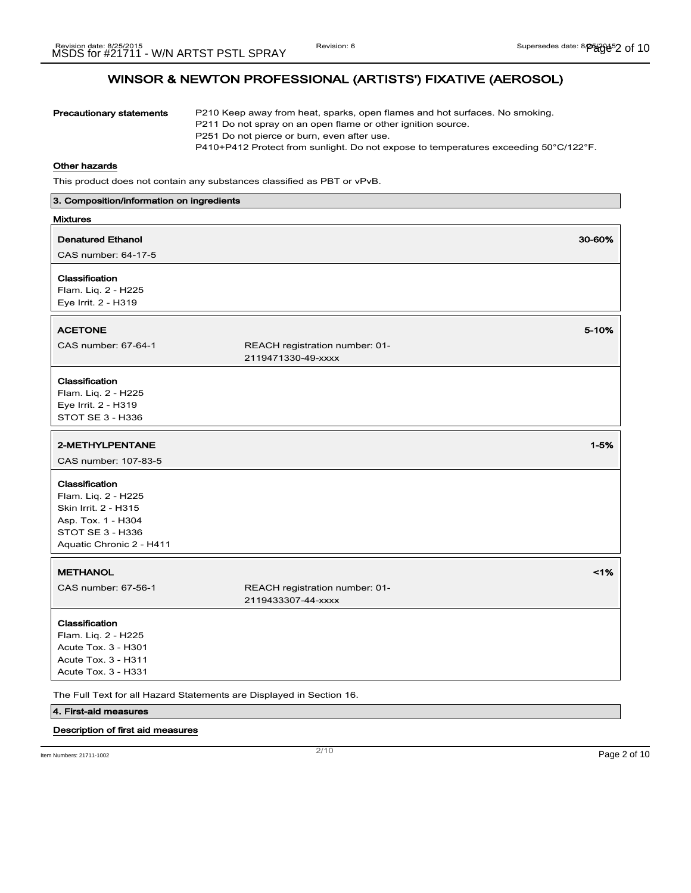## WINSOR & NEWTON PROFESSIONAL (ARTISTS') FIXATIVE (AEROSOL)

**Precautionary statements**

P210 Keep away from heat, sparks, open flames and hot surfaces. No smoking.
P211 Do not spray on an open flame or other ignition source.
P251 Do not pierce or burn, even after use.
P410+P412 Protect from sunlight. Do not expose to temperatures exceeding 50°C/122°F.

**Other hazards**

This product does not contain any substances classified as PBT or vPvB.

## 3. Composition/information on ingredients

**Mixtures**

**Denatured Ethanol** — 30-60%

CAS number: 64-17-5

**Classification**
Flam. Liq. 2 - H225
Eye Irrit. 2 - H319

**ACETONE** — 5-10%

CAS number: 67-64-1 — REACH registration number: 01-2119471330-49-xxxx

**Classification**
Flam. Liq. 2 - H225
Eye Irrit. 2 - H319
STOT SE 3 - H336

**2-METHYLPENTANE** — 1-5%

CAS number: 107-83-5

**Classification**
Flam. Liq. 2 - H225
Skin Irrit. 2 - H315
Asp. Tox. 1 - H304
STOT SE 3 - H336
Aquatic Chronic 2 - H411

**METHANOL** — <1%

CAS number: 67-56-1 — REACH registration number: 01-2119433307-44-xxxx

**Classification**
Flam. Liq. 2 - H225
Acute Tox. 3 - H301
Acute Tox. 3 - H311
Acute Tox. 3 - H331

The Full Text for all Hazard Statements are Displayed in Section 16.

## 4. First-aid measures

**Description of first aid measures**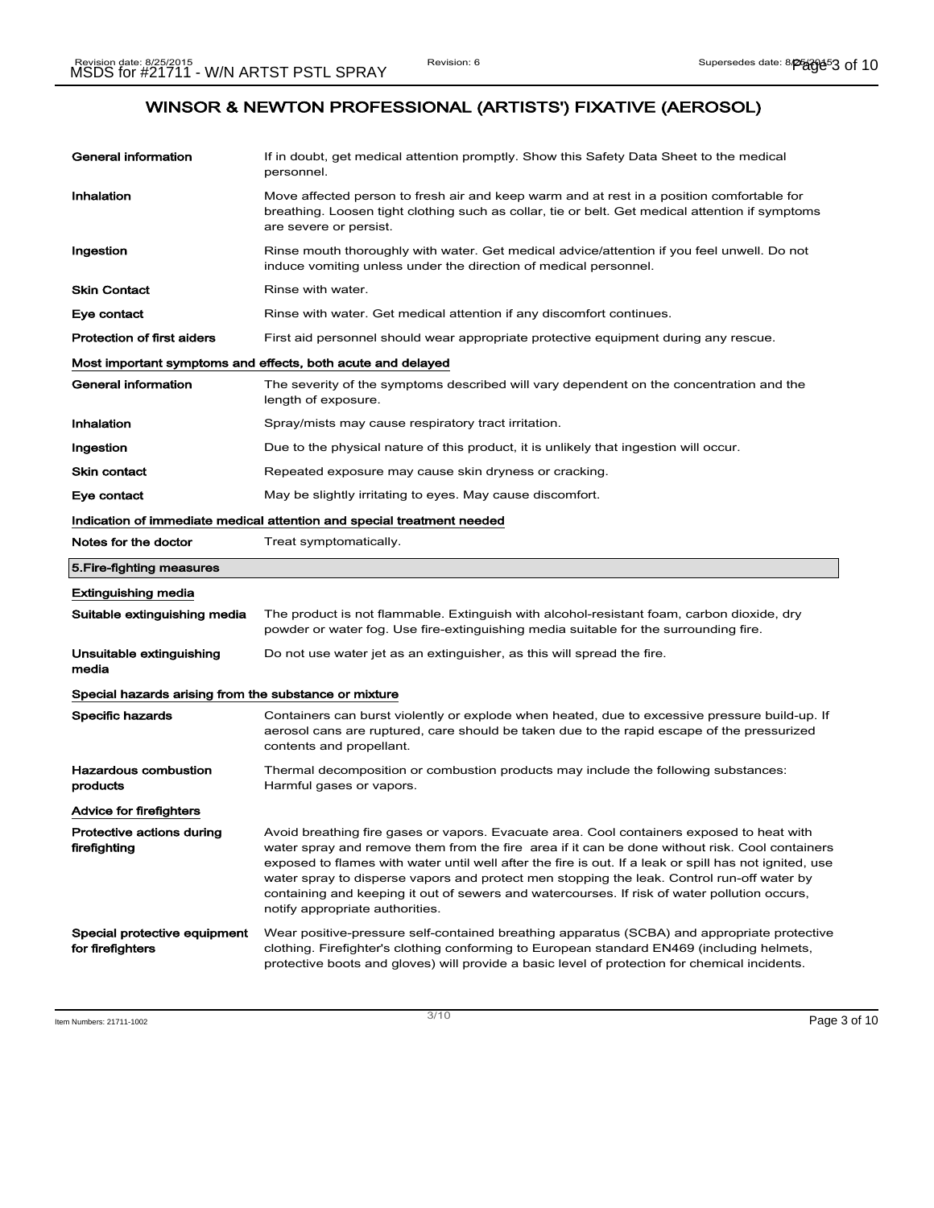# WINSOR & NEWTON PROFESSIONAL (ARTISTS') FIXATIVE (AEROSOL)

| | |
|---|---|
| **General information** | If in doubt, get medical attention promptly. Show this Safety Data Sheet to the medical personnel. |
| **Inhalation** | Move affected person to fresh air and keep warm and at rest in a position comfortable for breathing. Loosen tight clothing such as collar, tie or belt. Get medical attention if symptoms are severe or persist. |
| **Ingestion** | Rinse mouth thoroughly with water. Get medical advice/attention if you feel unwell. Do not induce vomiting unless under the direction of medical personnel. |
| **Skin Contact** | Rinse with water. |
| **Eye contact** | Rinse with water. Get medical attention if any discomfort continues. |
| **Protection of first aiders** | First aid personnel should wear appropriate protective equipment during any rescue. |

**Most important symptoms and effects, both acute and delayed**

| | |
|---|---|
| **General information** | The severity of the symptoms described will vary dependent on the concentration and the length of exposure. |
| **Inhalation** | Spray/mists may cause respiratory tract irritation. |
| **Ingestion** | Due to the physical nature of this product, it is unlikely that ingestion will occur. |
| **Skin contact** | Repeated exposure may cause skin dryness or cracking. |
| **Eye contact** | May be slightly irritating to eyes. May cause discomfort. |

**Indication of immediate medical attention and special treatment needed**

| | |
|---|---|
| **Notes for the doctor** | Treat symptomatically. |

## 5.Fire-fighting measures

**Extinguishing media**

| | |
|---|---|
| **Suitable extinguishing media** | The product is not flammable. Extinguish with alcohol-resistant foam, carbon dioxide, dry powder or water fog. Use fire-extinguishing media suitable for the surrounding fire. |
| **Unsuitable extinguishing media** | Do not use water jet as an extinguisher, as this will spread the fire. |

**Special hazards arising from the substance or mixture**

| | |
|---|---|
| **Specific hazards** | Containers can burst violently or explode when heated, due to excessive pressure build-up. If aerosol cans are ruptured, care should be taken due to the rapid escape of the pressurized contents and propellant. |
| **Hazardous combustion products** | Thermal decomposition or combustion products may include the following substances: Harmful gases or vapors. |

**Advice for firefighters**

| | |
|---|---|
| **Protective actions during firefighting** | Avoid breathing fire gases or vapors. Evacuate area. Cool containers exposed to heat with water spray and remove them from the fire area if it can be done without risk. Cool containers exposed to flames with water until well after the fire is out. If a leak or spill has not ignited, use water spray to disperse vapors and protect men stopping the leak. Control run-off water by containing and keeping it out of sewers and watercourses. If risk of water pollution occurs, notify appropriate authorities. |
| **Special protective equipment for firefighters** | Wear positive-pressure self-contained breathing apparatus (SCBA) and appropriate protective clothing. Firefighter's clothing conforming to European standard EN469 (including helmets, protective boots and gloves) will provide a basic level of protection for chemical incidents. |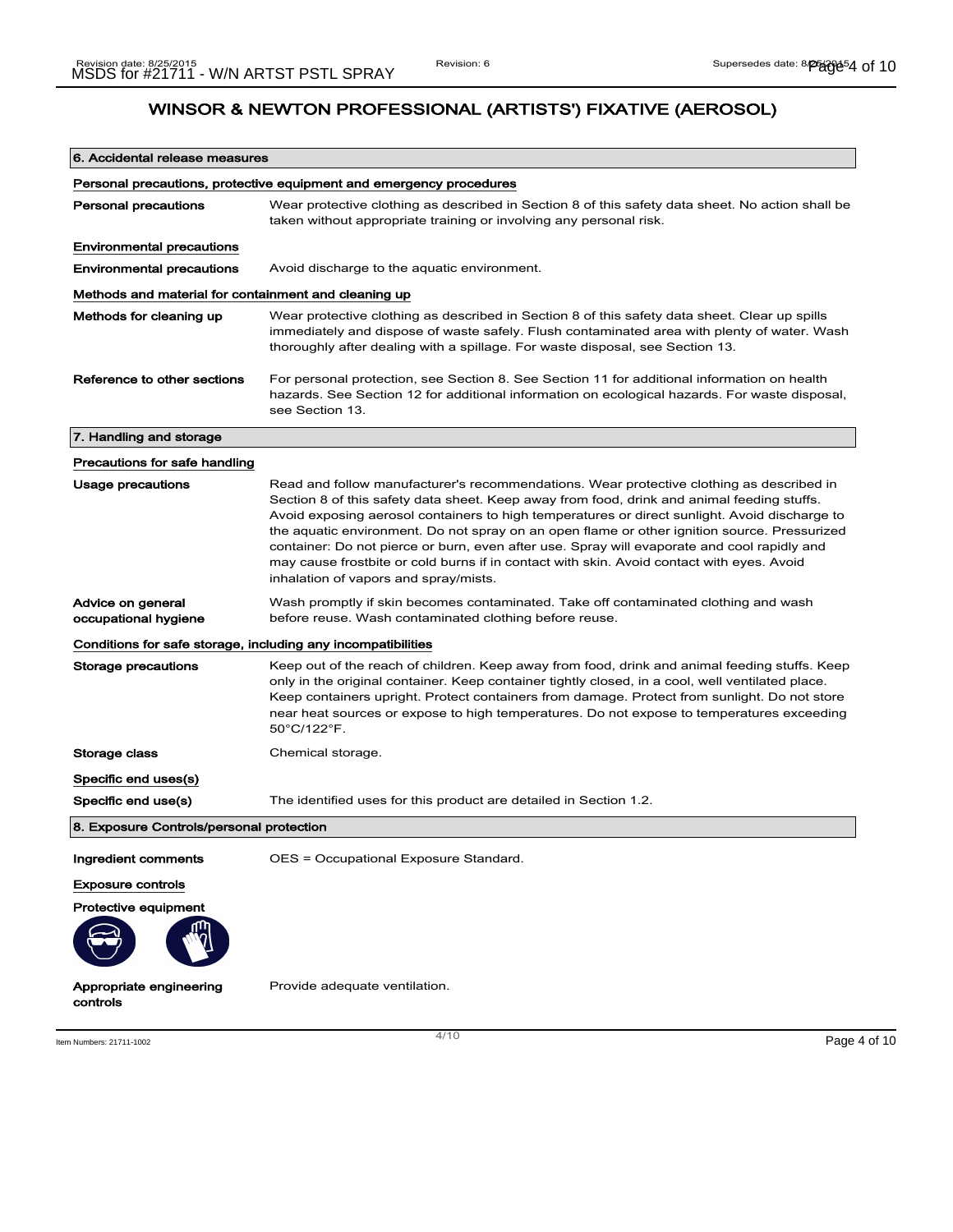# WINSOR & NEWTON PROFESSIONAL (ARTISTS') FIXATIVE (AEROSOL)

## 6. Accidental release measures

### Personal precautions, protective equipment and emergency procedures

**Personal precautions** Wear protective clothing as described in Section 8 of this safety data sheet. No action shall be taken without appropriate training or involving any personal risk.

### Environmental precautions

**Environmental precautions** Avoid discharge to the aquatic environment.

### Methods and material for containment and cleaning up

**Methods for cleaning up** Wear protective clothing as described in Section 8 of this safety data sheet. Clear up spills immediately and dispose of waste safely. Flush contaminated area with plenty of water. Wash thoroughly after dealing with a spillage. For waste disposal, see Section 13.

**Reference to other sections** For personal protection, see Section 8. See Section 11 for additional information on health hazards. See Section 12 for additional information on ecological hazards. For waste disposal, see Section 13.

## 7. Handling and storage

### Precautions for safe handling

**Usage precautions** Read and follow manufacturer's recommendations. Wear protective clothing as described in Section 8 of this safety data sheet. Keep away from food, drink and animal feeding stuffs. Avoid exposing aerosol containers to high temperatures or direct sunlight. Avoid discharge to the aquatic environment. Do not spray on an open flame or other ignition source. Pressurized container: Do not pierce or burn, even after use. Spray will evaporate and cool rapidly and may cause frostbite or cold burns if in contact with skin. Avoid contact with eyes. Avoid inhalation of vapors and spray/mists.

**Advice on general occupational hygiene** Wash promptly if skin becomes contaminated. Take off contaminated clothing and wash before reuse. Wash contaminated clothing before reuse.

### Conditions for safe storage, including any incompatibilities

**Storage precautions** Keep out of the reach of children. Keep away from food, drink and animal feeding stuffs. Keep only in the original container. Keep container tightly closed, in a cool, well ventilated place. Keep containers upright. Protect containers from damage. Protect from sunlight. Do not store near heat sources or expose to high temperatures. Do not expose to temperatures exceeding 50°C/122°F.

**Storage class** Chemical storage.

### Specific end uses(s)

**Specific end use(s)** The identified uses for this product are detailed in Section 1.2.

## 8. Exposure Controls/personal protection

**Ingredient comments** OES = Occupational Exposure Standard.

### Exposure controls

**Protective equipment**

**Appropriate engineering controls** Provide adequate ventilation.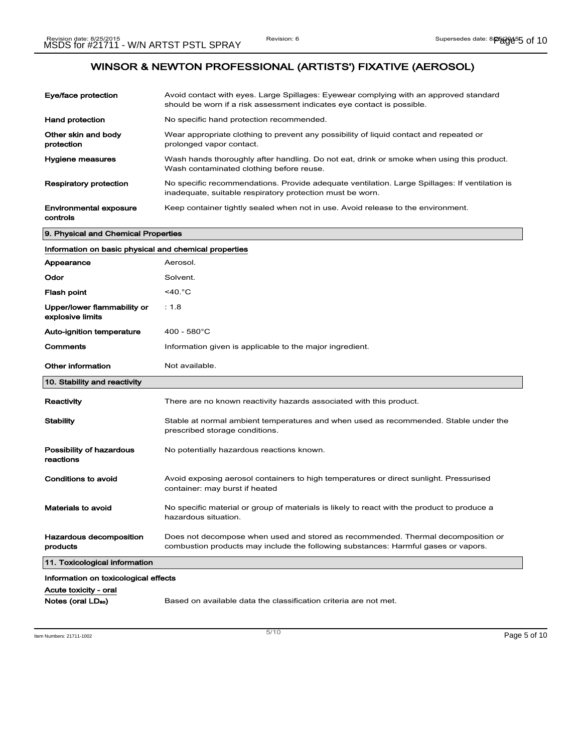# WINSOR & NEWTON PROFESSIONAL (ARTISTS') FIXATIVE (AEROSOL)

| | |
|---|---|
| **Eye/face protection** | Avoid contact with eyes. Large Spillages: Eyewear complying with an approved standard should be worn if a risk assessment indicates eye contact is possible. |
| **Hand protection** | No specific hand protection recommended. |
| **Other skin and body protection** | Wear appropriate clothing to prevent any possibility of liquid contact and repeated or prolonged vapor contact. |
| **Hygiene measures** | Wash hands thoroughly after handling. Do not eat, drink or smoke when using this product. Wash contaminated clothing before reuse. |
| **Respiratory protection** | No specific recommendations. Provide adequate ventilation. Large Spillages: If ventilation is inadequate, suitable respiratory protection must be worn. |
| **Environmental exposure controls** | Keep container tightly sealed when not in use. Avoid release to the environment. |

## 9. Physical and Chemical Properties

### Information on basic physical and chemical properties

| | |
|---|---|
| **Appearance** | Aerosol. |
| **Odor** | Solvent. |
| **Flash point** | <40.°C |
| **Upper/lower flammability or explosive limits** | : 1.8 |
| **Auto-ignition temperature** | 400 - 580°C |
| **Comments** | Information given is applicable to the major ingredient. |
| **Other information** | Not available. |

## 10. Stability and reactivity

| | |
|---|---|
| **Reactivity** | There are no known reactivity hazards associated with this product. |
| **Stability** | Stable at normal ambient temperatures and when used as recommended. Stable under the prescribed storage conditions. |
| **Possibility of hazardous reactions** | No potentially hazardous reactions known. |
| **Conditions to avoid** | Avoid exposing aerosol containers to high temperatures or direct sunlight. Pressurised container: may burst if heated |
| **Materials to avoid** | No specific material or group of materials is likely to react with the product to produce a hazardous situation. |
| **Hazardous decomposition products** | Does not decompose when used and stored as recommended. Thermal decomposition or combustion products may include the following substances: Harmful gases or vapors. |

## 11. Toxicological information

**Information on toxicological effects**

Acute toxicity - oral

| | |
|---|---|
| **Notes (oral $LD_{50}$)** | Based on available data the classification criteria are not met. |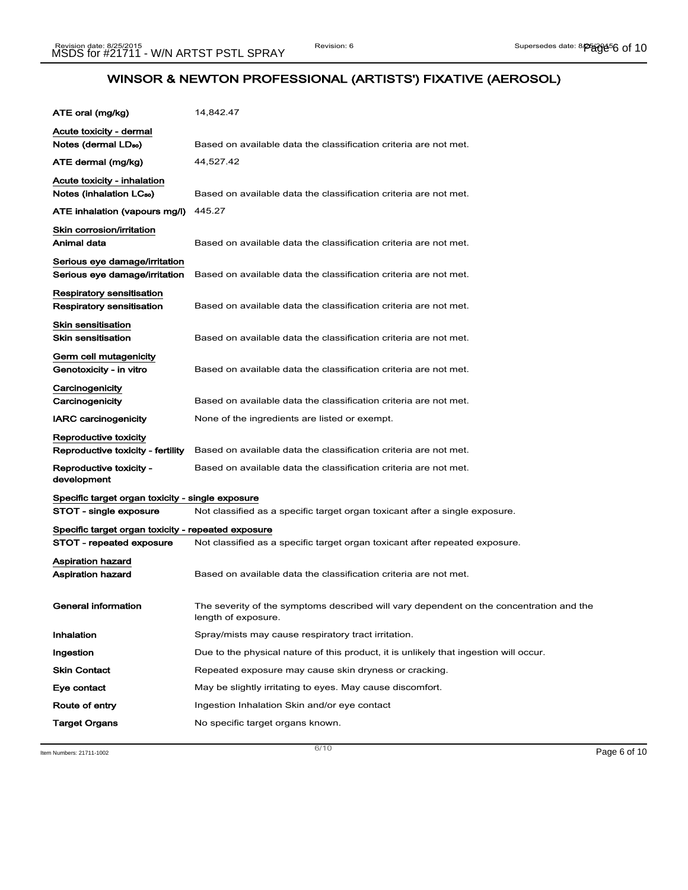| | |
|---|---|
| **ATE oral (mg/kg)** | 14,842.47 |
| **Acute toxicity - dermal** | |
| **Notes (dermal $LD_{50}$)** | Based on available data the classification criteria are not met. |
| **ATE dermal (mg/kg)** | 44,527.42 |
| **Acute toxicity - inhalation** | |
| **Notes (inhalation $LC_{50}$)** | Based on available data the classification criteria are not met. |
| **ATE inhalation (vapours mg/l)** | 445.27 |
| **Skin corrosion/irritation** | |
| **Animal data** | Based on available data the classification criteria are not met. |
| **Serious eye damage/irritation** | |
| **Serious eye damage/irritation** | Based on available data the classification criteria are not met. |
| **Respiratory sensitisation** | |
| **Respiratory sensitisation** | Based on available data the classification criteria are not met. |
| **Skin sensitisation** | |
| **Skin sensitisation** | Based on available data the classification criteria are not met. |
| **Germ cell mutagenicity** | |
| **Genotoxicity - in vitro** | Based on available data the classification criteria are not met. |
| **Carcinogenicity** | |
| **Carcinogenicity** | Based on available data the classification criteria are not met. |
| **IARC carcinogenicity** | None of the ingredients are listed or exempt. |
| **Reproductive toxicity** | |
| **Reproductive toxicity - fertility** | Based on available data the classification criteria are not met. |
| **Reproductive toxicity - development** | Based on available data the classification criteria are not met. |
| **Specific target organ toxicity - single exposure** | |
| **STOT - single exposure** | Not classified as a specific target organ toxicant after a single exposure. |
| **Specific target organ toxicity - repeated exposure** | |
| **STOT - repeated exposure** | Not classified as a specific target organ toxicant after repeated exposure. |
| **Aspiration hazard** | |
| **Aspiration hazard** | Based on available data the classification criteria are not met. |
| **General information** | The severity of the symptoms described will vary dependent on the concentration and the length of exposure. |
| **Inhalation** | Spray/mists may cause respiratory tract irritation. |
| **Ingestion** | Due to the physical nature of this product, it is unlikely that ingestion will occur. |
| **Skin Contact** | Repeated exposure may cause skin dryness or cracking. |
| **Eye contact** | May be slightly irritating to eyes. May cause discomfort. |
| **Route of entry** | Ingestion Inhalation Skin and/or eye contact |
| **Target Organs** | No specific target organs known. |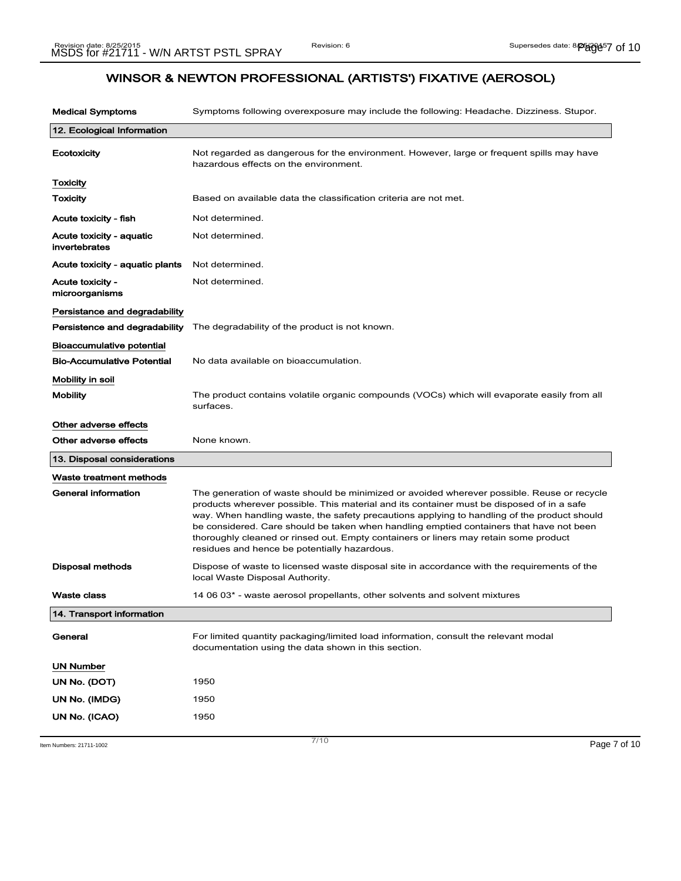## WINSOR & NEWTON PROFESSIONAL (ARTISTS') FIXATIVE (AEROSOL)

**Medical Symptoms** Symptoms following overexposure may include the following: Headache. Dizziness. Stupor.

### 12. Ecological Information

**Ecotoxicity** Not regarded as dangerous for the environment. However, large or frequent spills may have hazardous effects on the environment.

#### Toxicity

**Toxicity** Based on available data the classification criteria are not met.

**Acute toxicity - fish** Not determined.

**Acute toxicity - aquatic invertebrates** Not determined.

**Acute toxicity - aquatic plants** Not determined.

**Acute toxicity - microorganisms** Not determined.

#### Persistance and degradability

**Persistence and degradability** The degradability of the product is not known.

#### Bioaccumulative potential

**Bio-Accumulative Potential** No data available on bioaccumulation.

#### Mobility in soil

**Mobility** The product contains volatile organic compounds (VOCs) which will evaporate easily from all surfaces.

#### Other adverse effects

**Other adverse effects** None known.

### 13. Disposal considerations

#### Waste treatment methods

**General information** The generation of waste should be minimized or avoided wherever possible. Reuse or recycle products wherever possible. This material and its container must be disposed of in a safe way. When handling waste, the safety precautions applying to handling of the product should be considered. Care should be taken when handling emptied containers that have not been thoroughly cleaned or rinsed out. Empty containers or liners may retain some product residues and hence be potentially hazardous.

**Disposal methods** Dispose of waste to licensed waste disposal site in accordance with the requirements of the local Waste Disposal Authority.

**Waste class** 14 06 03* - waste aerosol propellants, other solvents and solvent mixtures

### 14. Transport information

**General** For limited quantity packaging/limited load information, consult the relevant modal documentation using the data shown in this section.

#### UN Number

**UN No. (DOT)** 1950

**UN No. (IMDG)** 1950

**UN No. (ICAO)** 1950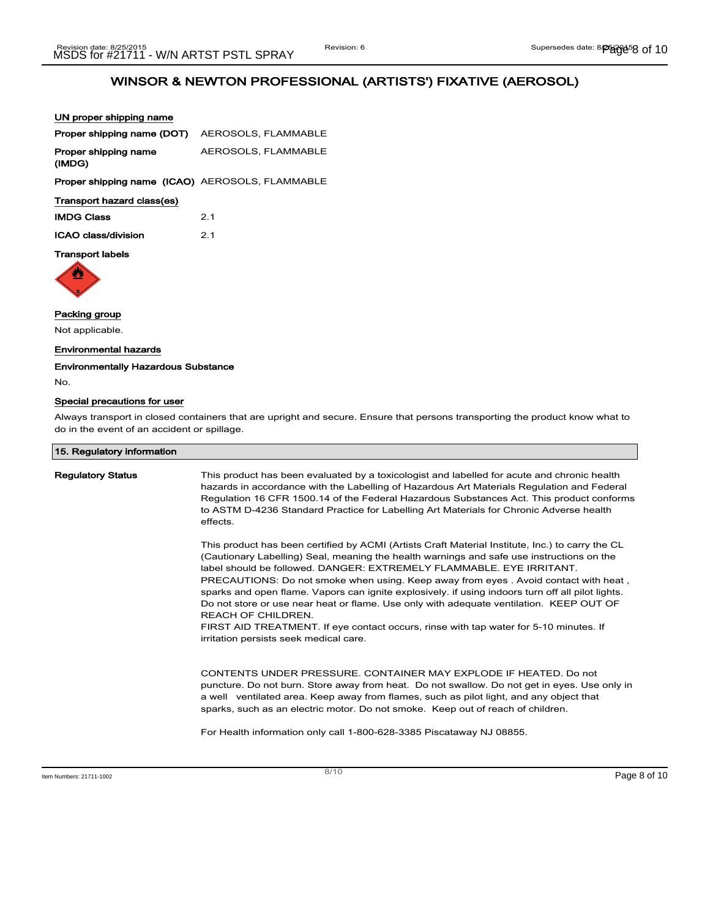## WINSOR & NEWTON PROFESSIONAL (ARTISTS') FIXATIVE (AEROSOL)

**UN proper shipping name**

| | |
|---|---|
| **Proper shipping name (DOT)** | AEROSOLS, FLAMMABLE |
| **Proper shipping name (IMDG)** | AEROSOLS, FLAMMABLE |
| **Proper shipping name (ICAO)** | AEROSOLS, FLAMMABLE |

**Transport hazard class(es)**

| | |
|---|---|
| **IMDG Class** | 2.1 |
| **ICAO class/division** | 2.1 |

**Transport labels**

**Packing group**

Not applicable.

**Environmental hazards**

**Environmentally Hazardous Substance**

No.

**Special precautions for user**

Always transport in closed containers that are upright and secure. Ensure that persons transporting the product know what to do in the event of an accident or spillage.

### 15. Regulatory information

**Regulatory Status**

This product has been evaluated by a toxicologist and labelled for acute and chronic health hazards in accordance with the Labelling of Hazardous Art Materials Regulation and Federal Regulation 16 CFR 1500.14 of the Federal Hazardous Substances Act. This product conforms to ASTM D-4236 Standard Practice for Labelling Art Materials for Chronic Adverse health effects.

This product has been certified by ACMI (Artists Craft Material Institute, Inc.) to carry the CL (Cautionary Labelling) Seal, meaning the health warnings and safe use instructions on the label should be followed. DANGER: EXTREMELY FLAMMABLE. EYE IRRITANT.
PRECAUTIONS: Do not smoke when using. Keep away from eyes . Avoid contact with heat , sparks and open flame. Vapors can ignite explosively. if using indoors turn off all pilot lights. Do not store or use near heat or flame. Use only with adequate ventilation. KEEP OUT OF REACH OF CHILDREN.
FIRST AID TREATMENT. If eye contact occurs, rinse with tap water for 5-10 minutes. If irritation persists seek medical care.

CONTENTS UNDER PRESSURE. CONTAINER MAY EXPLODE IF HEATED. Do not puncture. Do not burn. Store away from heat. Do not swallow. Do not get in eyes. Use only in a well ventilated area. Keep away from flames, such as pilot light, and any object that sparks, such as an electric motor. Do not smoke. Keep out of reach of children.

For Health information only call 1-800-628-3385 Piscataway NJ 08855.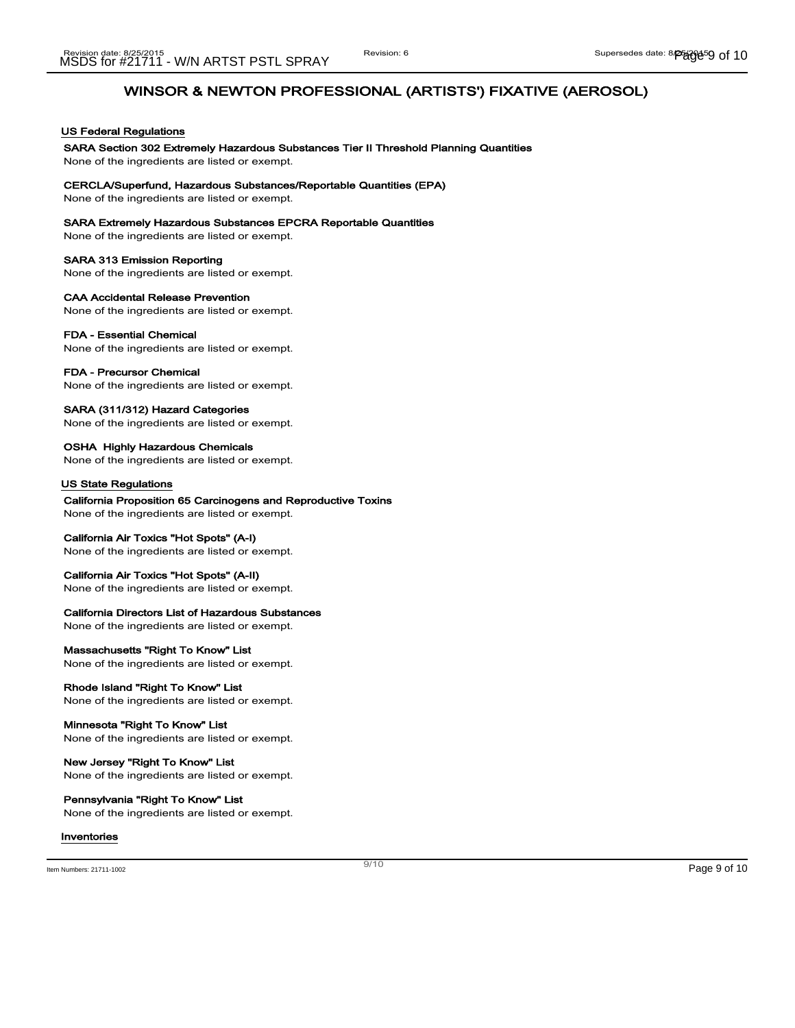## WINSOR & NEWTON PROFESSIONAL (ARTISTS') FIXATIVE (AEROSOL)

### US Federal Regulations

**SARA Section 302 Extremely Hazardous Substances Tier II Threshold Planning Quantities**
None of the ingredients are listed or exempt.

**CERCLA/Superfund, Hazardous Substances/Reportable Quantities (EPA)**
None of the ingredients are listed or exempt.

**SARA Extremely Hazardous Substances EPCRA Reportable Quantities**
None of the ingredients are listed or exempt.

**SARA 313 Emission Reporting**
None of the ingredients are listed or exempt.

**CAA Accidental Release Prevention**
None of the ingredients are listed or exempt.

**FDA - Essential Chemical**
None of the ingredients are listed or exempt.

**FDA - Precursor Chemical**
None of the ingredients are listed or exempt.

**SARA (311/312) Hazard Categories**
None of the ingredients are listed or exempt.

**OSHA Highly Hazardous Chemicals**
None of the ingredients are listed or exempt.

### US State Regulations

**California Proposition 65 Carcinogens and Reproductive Toxins**
None of the ingredients are listed or exempt.

**California Air Toxics "Hot Spots" (A-I)**
None of the ingredients are listed or exempt.

**California Air Toxics "Hot Spots" (A-II)**
None of the ingredients are listed or exempt.

**California Directors List of Hazardous Substances**
None of the ingredients are listed or exempt.

**Massachusetts "Right To Know" List**
None of the ingredients are listed or exempt.

**Rhode Island "Right To Know" List**
None of the ingredients are listed or exempt.

**Minnesota "Right To Know" List**
None of the ingredients are listed or exempt.

**New Jersey "Right To Know" List**
None of the ingredients are listed or exempt.

**Pennsylvania "Right To Know" List**
None of the ingredients are listed or exempt.

### Inventories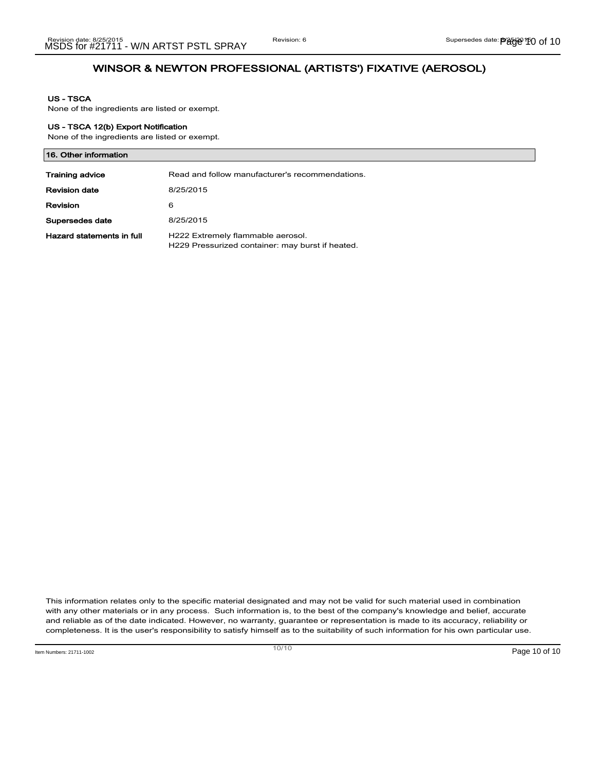## WINSOR & NEWTON PROFESSIONAL (ARTISTS') FIXATIVE (AEROSOL)

**US - TSCA**

None of the ingredients are listed or exempt.

**US - TSCA 12(b) Export Notification**

None of the ingredients are listed or exempt.

### 16. Other information

| | |
|---|---|
| **Training advice** | Read and follow manufacturer's recommendations. |
| **Revision date** | 8/25/2015 |
| **Revision** | 6 |
| **Supersedes date** | 8/25/2015 |
| **Hazard statements in full** | H222 Extremely flammable aerosol.<br>H229 Pressurized container: may burst if heated. |

This information relates only to the specific material designated and may not be valid for such material used in combination with any other materials or in any process. Such information is, to the best of the company's knowledge and belief, accurate and reliable as of the date indicated. However, no warranty, guarantee or representation is made to its accuracy, reliability or completeness. It is the user's responsibility to satisfy himself as to the suitability of such information for his own particular use.

Item Numbers: 21711-1002